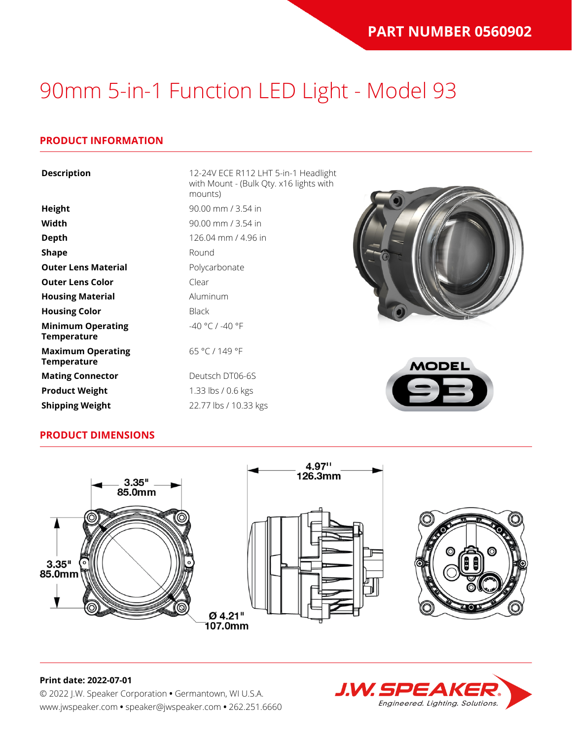**PART NUMBER 0560902**

# 90mm 5-in-1 Function LED Light - Model 93

## PRODUCT INFORMATION

| | |
|---|---|
| **Description** | 12-24V ECE R112 LHT 5-in-1 Headlight with Mount - (Bulk Qty. x16 lights with mounts) |
| **Height** | 90.00 mm / 3.54 in |
| **Width** | 90.00 mm / 3.54 in |
| **Depth** | 126.04 mm / 4.96 in |
| **Shape** | Round |
| **Outer Lens Material** | Polycarbonate |
| **Outer Lens Color** | Clear |
| **Housing Material** | Aluminum |
| **Housing Color** | Black |
| **Minimum Operating Temperature** | -40 °C / -40 °F |
| **Maximum Operating Temperature** | 65 °C / 149 °F |
| **Mating Connector** | Deutsch DT06-6S |
| **Product Weight** | 1.33 lbs / 0.6 kgs |
| **Shipping Weight** | 22.77 lbs / 10.33 kgs |

## PRODUCT DIMENSIONS

3.35" 85.0mm

3.35" 85.0mm

Ø 4.21" 107.0mm

4.97" 126.3mm

**Print date: 2022-07-01**

© 2022 J.W. Speaker Corporation • Germantown, WI U.S.A.
www.jwspeaker.com • speaker@jwspeaker.com • 262.251.6660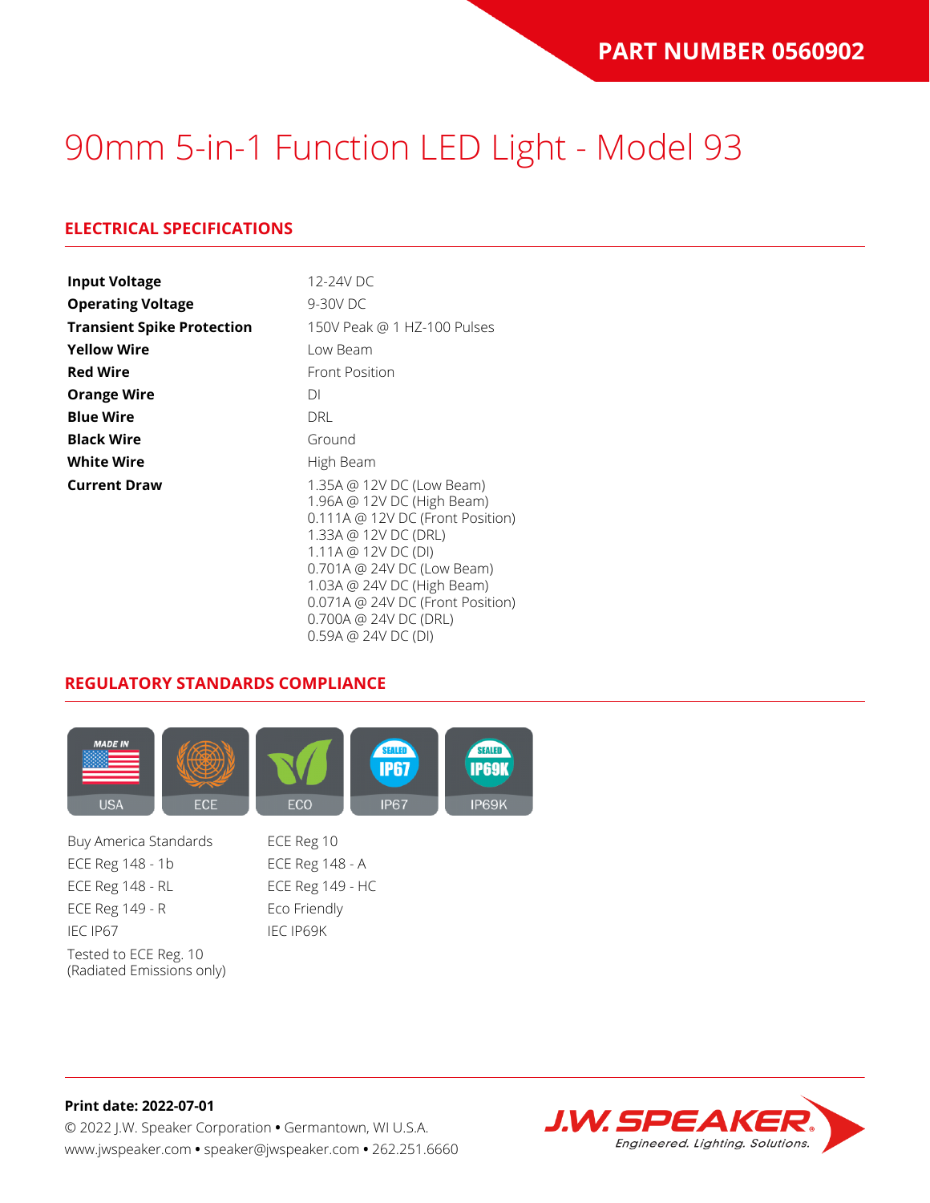PART NUMBER 0560902

# 90mm 5-in-1 Function LED Light - Model 93

## ELECTRICAL SPECIFICATIONS

| | |
|---|---|
| **Input Voltage** | 12-24V DC |
| **Operating Voltage** | 9-30V DC |
| **Transient Spike Protection** | 150V Peak @ 1 HZ-100 Pulses |
| **Yellow Wire** | Low Beam |
| **Red Wire** | Front Position |
| **Orange Wire** | DI |
| **Blue Wire** | DRL |
| **Black Wire** | Ground |
| **White Wire** | High Beam |
| **Current Draw** | 1.35A @ 12V DC (Low Beam)<br>1.96A @ 12V DC (High Beam)<br>0.111A @ 12V DC (Front Position)<br>1.33A @ 12V DC (DRL)<br>1.11A @ 12V DC (DI)<br>0.701A @ 24V DC (Low Beam)<br>1.03A @ 24V DC (High Beam)<br>0.071A @ 24V DC (Front Position)<br>0.700A @ 24V DC (DRL)<br>0.59A @ 24V DC (DI) |

## REGULATORY STANDARDS COMPLIANCE

USA | ECE | ECO | IP67 | IP69K

- Buy America Standards
- ECE Reg 148 - 1b
- ECE Reg 148 - RL
- ECE Reg 149 - R
- IEC IP67
- Tested to ECE Reg. 10 (Radiated Emissions only)
- ECE Reg 10
- ECE Reg 148 - A
- ECE Reg 149 - HC
- Eco Friendly
- IEC IP69K

**Print date: 2022-07-01**

© 2022 J.W. Speaker Corporation • Germantown, WI U.S.A.
www.jwspeaker.com • speaker@jwspeaker.com • 262.251.6660

J.W. SPEAKER Engineered. Lighting. Solutions.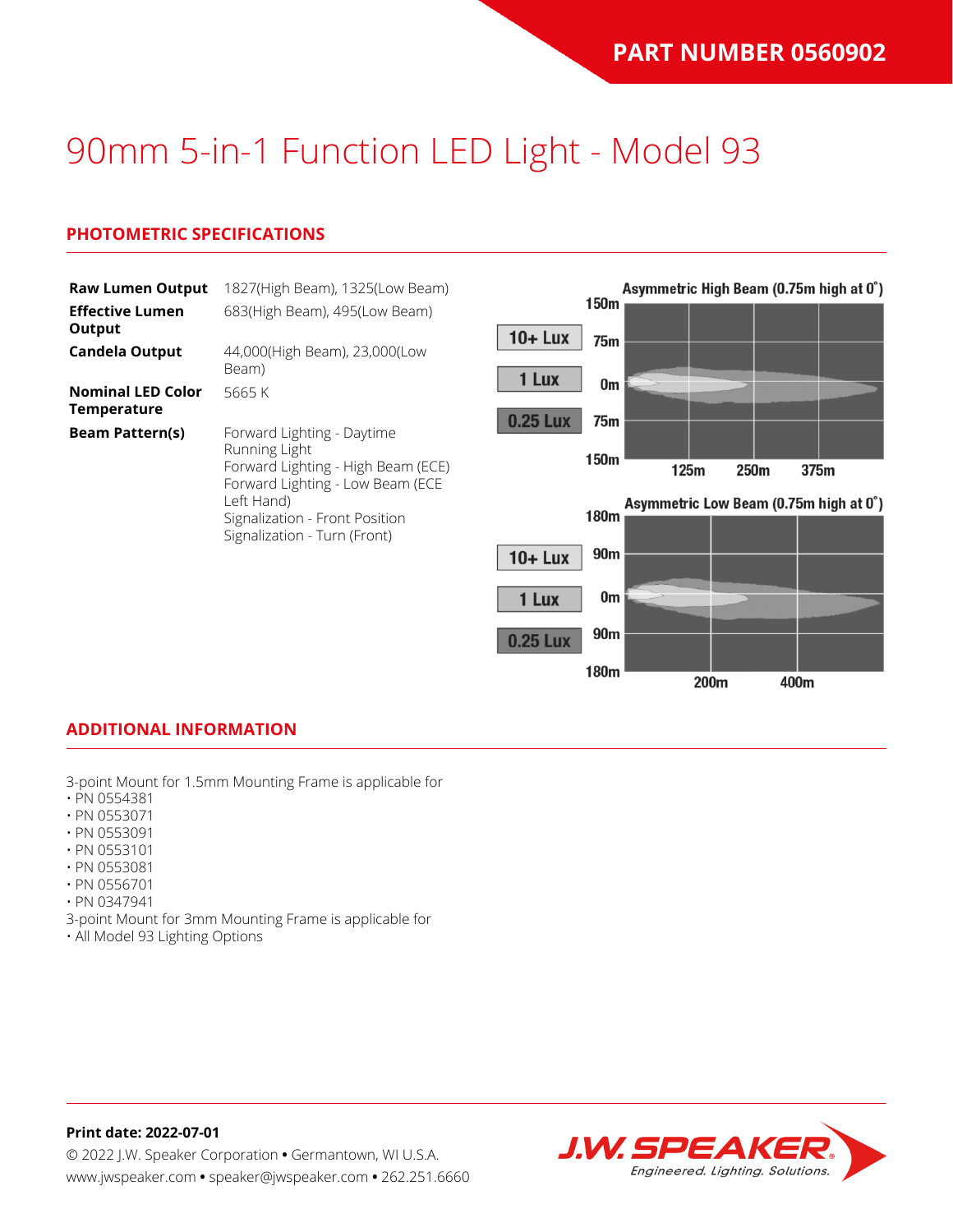PART NUMBER 0560902

# 90mm 5-in-1 Function LED Light - Model 93

## PHOTOMETRIC SPECIFICATIONS

| | |
|---|---|
| **Raw Lumen Output** | 1827(High Beam), 1325(Low Beam) |
| **Effective Lumen Output** | 683(High Beam), 495(Low Beam) |
| **Candela Output** | 44,000(High Beam), 23,000(Low Beam) |
| **Nominal LED Color Temperature** | 5665 K |
| **Beam Pattern(s)** | Forward Lighting - Daytime Running Light<br>Forward Lighting - High Beam (ECE)<br>Forward Lighting - Low Beam (ECE Left Hand)<br>Signalization - Front Position<br>Signalization - Turn (Front) |

Asymmetric High Beam (0.75m high at 0˚)

10+ Lux | 1 Lux | 0.25 Lux

150m, 75m, 0m, 75m, 150m — 125m, 250m, 375m

Asymmetric Low Beam (0.75m high at 0˚)

10+ Lux | 1 Lux | 0.25 Lux

180m, 90m, 0m, 90m, 180m — 200m, 400m

## ADDITIONAL INFORMATION

3-point Mount for 1.5mm Mounting Frame is applicable for
- PN 0554381
- PN 0553071
- PN 0553091
- PN 0553101
- PN 0553081
- PN 0556701
- PN 0347941

3-point Mount for 3mm Mounting Frame is applicable for
- All Model 93 Lighting Options

**Print date: 2022-07-01**
© 2022 J.W. Speaker Corporation • Germantown, WI U.S.A.
www.jwspeaker.com • speaker@jwspeaker.com • 262.251.6660

J.W. SPEAKER Engineered. Lighting. Solutions.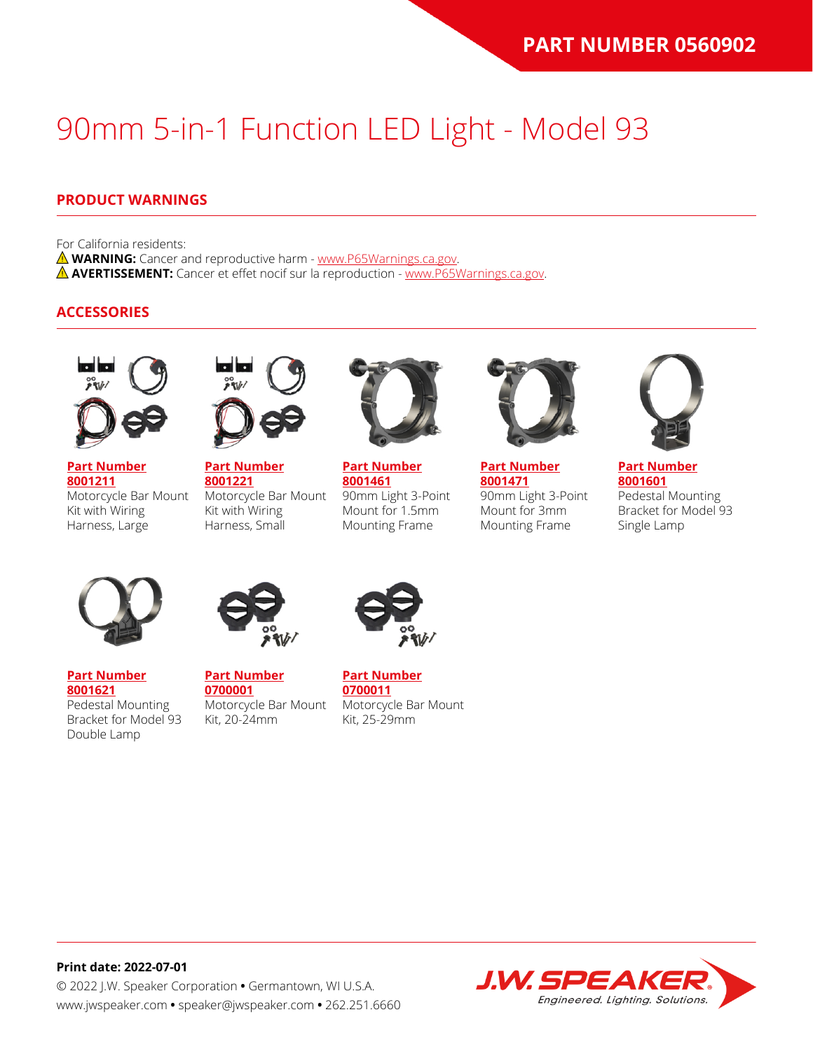**PART NUMBER 0560902**

# 90mm 5-in-1 Function LED Light - Model 93

## PRODUCT WARNINGS

For California residents:
⚠ **WARNING:** Cancer and reproductive harm - www.P65Warnings.ca.gov.
⚠ **AVERTISSEMENT:** Cancer et effet nocif sur la reproduction - www.P65Warnings.ca.gov.

## ACCESSORIES

**Part Number 8001211**
Motorcycle Bar Mount Kit with Wiring Harness, Large

**Part Number 8001221**
Motorcycle Bar Mount Kit with Wiring Harness, Small

**Part Number 8001461**
90mm Light 3-Point Mount for 1.5mm Mounting Frame

**Part Number 8001471**
90mm Light 3-Point Mount for 3mm Mounting Frame

**Part Number 8001601**
Pedestal Mounting Bracket for Model 93 Single Lamp

**Part Number 8001621**
Pedestal Mounting Bracket for Model 93 Double Lamp

**Part Number 0700001**
Motorcycle Bar Mount Kit, 20-24mm

**Part Number 0700011**
Motorcycle Bar Mount Kit, 25-29mm

**Print date: 2022-07-01**
© 2022 J.W. Speaker Corporation • Germantown, WI U.S.A.
www.jwspeaker.com • speaker@jwspeaker.com • 262.251.6660

J.W. SPEAKER
Engineered. Lighting. Solutions.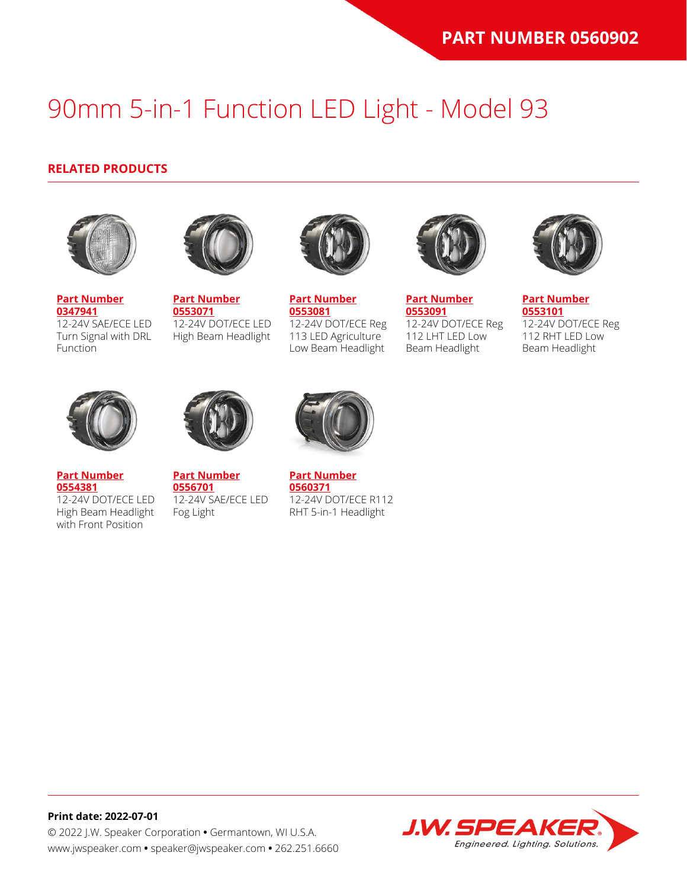# 90mm 5-in-1 Function LED Light - Model 93

## RELATED PRODUCTS

**Part Number 0347941**
12-24V SAE/ECE LED Turn Signal with DRL Function

**Part Number 0553071**
12-24V DOT/ECE LED High Beam Headlight

**Part Number 0553081**
12-24V DOT/ECE Reg 113 LED Agriculture Low Beam Headlight

**Part Number 0553091**
12-24V DOT/ECE Reg 112 LHT LED Low Beam Headlight

**Part Number 0553101**
12-24V DOT/ECE Reg 112 RHT LED Low Beam Headlight

**Part Number 0554381**
12-24V DOT/ECE LED High Beam Headlight with Front Position

**Part Number 0556701**
12-24V SAE/ECE LED Fog Light

**Part Number 0560371**
12-24V DOT/ECE R112 RHT 5-in-1 Headlight